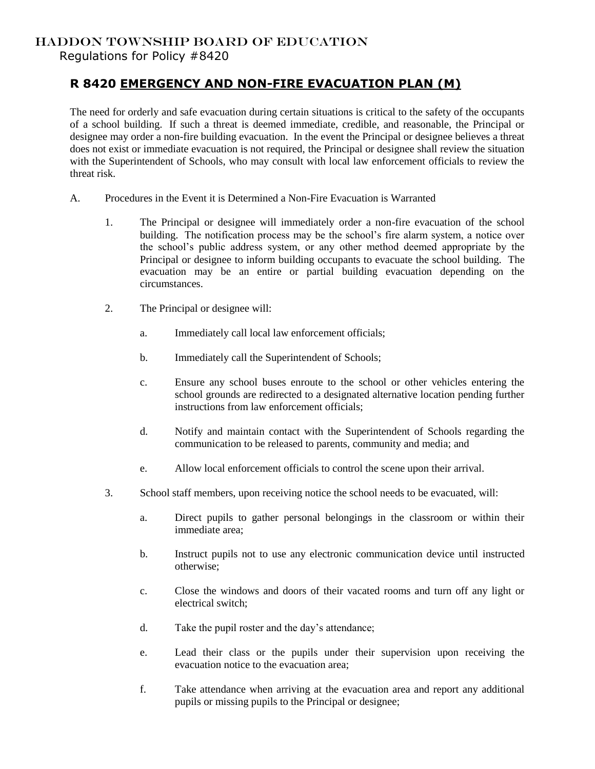HADDON TOWNSHIP BOARD OF EDUCATION

Regulations for Policy #8420

## R 8420 EMERGENCY AND NON-FIRE EVACUATION PLAN (M)

The need for orderly and safe evacuation during certain situations is critical to the safety of the occupants of a school building. If such a threat is deemed immediate, credible, and reasonable, the Principal or designee may order a non-fire building evacuation. In the event the Principal or designee believes a threat does not exist or immediate evacuation is not required, the Principal or designee shall review the situation with the Superintendent of Schools, who may consult with local law enforcement officials to review the threat risk.

A. Procedures in the Event it is Determined a Non-Fire Evacuation is Warranted

1. The Principal or designee will immediately order a non-fire evacuation of the school building. The notification process may be the school's fire alarm system, a notice over the school's public address system, or any other method deemed appropriate by the Principal or designee to inform building occupants to evacuate the school building. The evacuation may be an entire or partial building evacuation depending on the circumstances.

2. The Principal or designee will:

   a. Immediately call local law enforcement officials;

   b. Immediately call the Superintendent of Schools;

   c. Ensure any school buses enroute to the school or other vehicles entering the school grounds are redirected to a designated alternative location pending further instructions from law enforcement officials;

   d. Notify and maintain contact with the Superintendent of Schools regarding the communication to be released to parents, community and media; and

   e. Allow local enforcement officials to control the scene upon their arrival.

3. School staff members, upon receiving notice the school needs to be evacuated, will:

   a. Direct pupils to gather personal belongings in the classroom or within their immediate area;

   b. Instruct pupils not to use any electronic communication device until instructed otherwise;

   c. Close the windows and doors of their vacated rooms and turn off any light or electrical switch;

   d. Take the pupil roster and the day's attendance;

   e. Lead their class or the pupils under their supervision upon receiving the evacuation notice to the evacuation area;

   f. Take attendance when arriving at the evacuation area and report any additional pupils or missing pupils to the Principal or designee;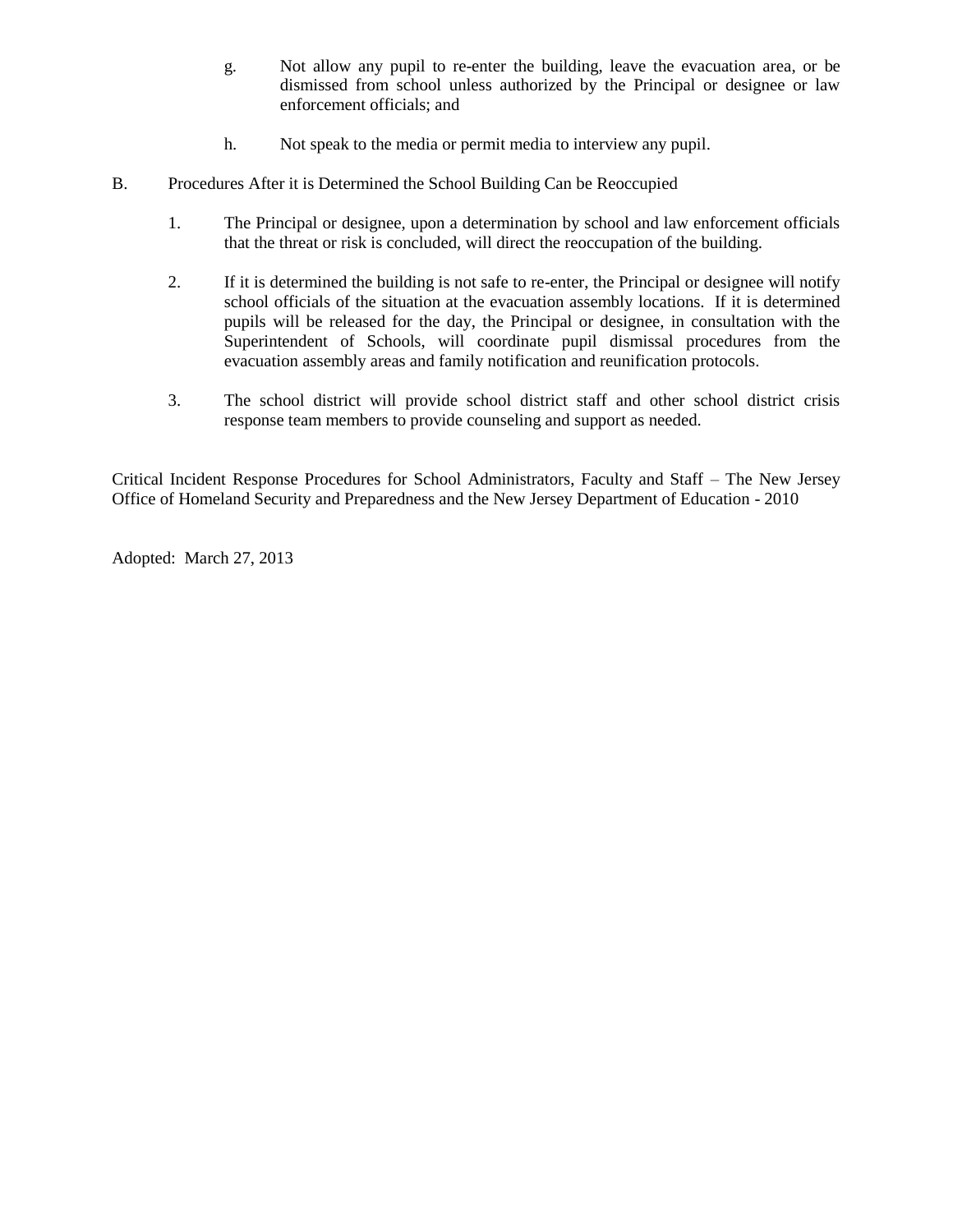g. Not allow any pupil to re-enter the building, leave the evacuation area, or be dismissed from school unless authorized by the Principal or designee or law enforcement officials; and

h. Not speak to the media or permit media to interview any pupil.

B. Procedures After it is Determined the School Building Can be Reoccupied

1. The Principal or designee, upon a determination by school and law enforcement officials that the threat or risk is concluded, will direct the reoccupation of the building.

2. If it is determined the building is not safe to re-enter, the Principal or designee will notify school officials of the situation at the evacuation assembly locations. If it is determined pupils will be released for the day, the Principal or designee, in consultation with the Superintendent of Schools, will coordinate pupil dismissal procedures from the evacuation assembly areas and family notification and reunification protocols.

3. The school district will provide school district staff and other school district crisis response team members to provide counseling and support as needed.

Critical Incident Response Procedures for School Administrators, Faculty and Staff – The New Jersey Office of Homeland Security and Preparedness and the New Jersey Department of Education - 2010

Adopted: March 27, 2013